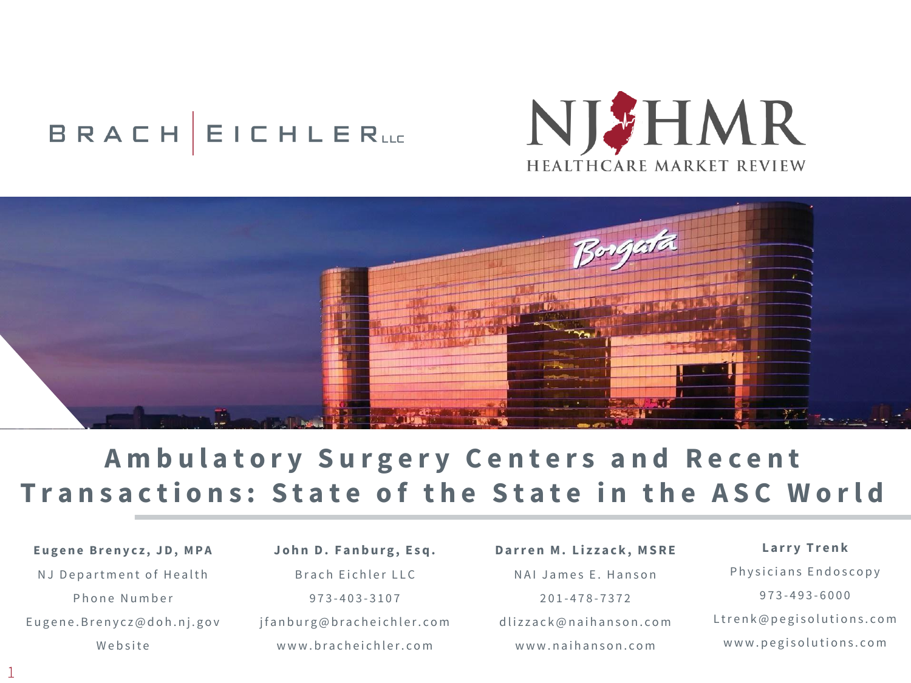BRACH EICHLER LLC

NJHMR
HEALTHCARE MARKET REVIEW

# Ambulatory Surgery Centers and Recent Transactions: State of the State in the ASC World

**Eugene Brenycz, JD, MPA**
NJ Department of Health
Phone Number
Eugene.Brenycz@doh.nj.gov
Website

**John D. Fanburg, Esq.**
Brach Eichler LLC
973-403-3107
jfanburg@bracheichler.com
www.bracheichler.com

**Darren M. Lizzack, MSRE**
NAI James E. Hanson
201-478-7372
dlizzack@naihanson.com
www.naihanson.com

**Larry Trenk**
Physicians Endoscopy
973-493-6000
Ltrenk@pegisolutions.com
www.pegisolutions.com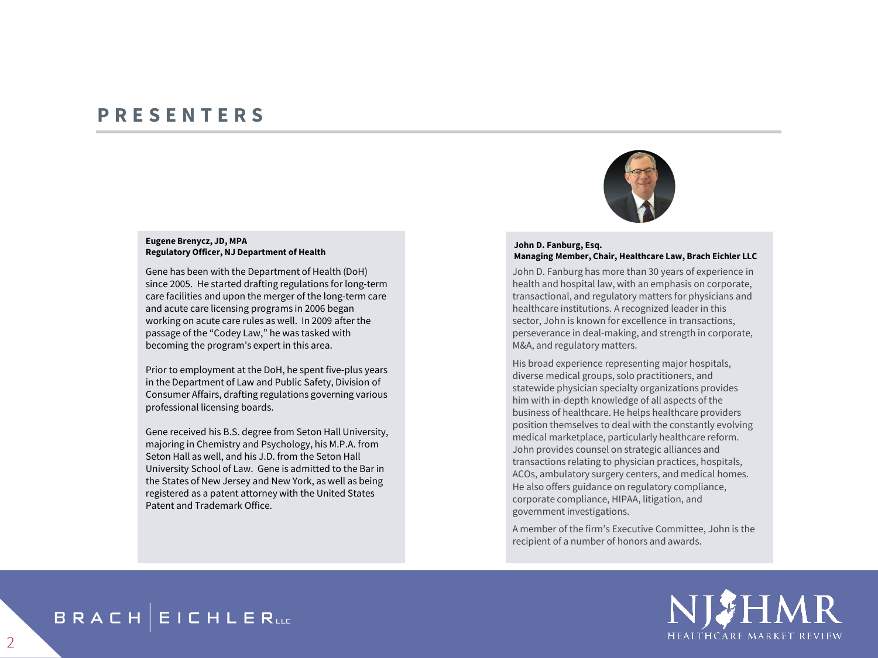# PRESENTERS

**Eugene Brenycz, JD, MPA**
**Regulatory Officer, NJ Department of Health**

Gene has been with the Department of Health (DoH) since 2005. He started drafting regulations for long-term care facilities and upon the merger of the long-term care and acute care licensing programs in 2006 began working on acute care rules as well. In 2009 after the passage of the "Codey Law," he was tasked with becoming the program's expert in this area.

Prior to employment at the DoH, he spent five-plus years in the Department of Law and Public Safety, Division of Consumer Affairs, drafting regulations governing various professional licensing boards.

Gene received his B.S. degree from Seton Hall University, majoring in Chemistry and Psychology, his M.P.A. from Seton Hall as well, and his J.D. from the Seton Hall University School of Law. Gene is admitted to the Bar in the States of New Jersey and New York, as well as being registered as a patent attorney with the United States Patent and Trademark Office.

**John D. Fanburg, Esq.**
**Managing Member, Chair, Healthcare Law, Brach Eichler LLC**

John D. Fanburg has more than 30 years of experience in health and hospital law, with an emphasis on corporate, transactional, and regulatory matters for physicians and healthcare institutions. A recognized leader in this sector, John is known for excellence in transactions, perseverance in deal-making, and strength in corporate, M&A, and regulatory matters.

His broad experience representing major hospitals, diverse medical groups, solo practitioners, and statewide physician specialty organizations provides him with in-depth knowledge of all aspects of the business of healthcare. He helps healthcare providers position themselves to deal with the constantly evolving medical marketplace, particularly healthcare reform. John provides counsel on strategic alliances and transactions relating to physician practices, hospitals, ACOs, ambulatory surgery centers, and medical homes. He also offers guidance on regulatory compliance, corporate compliance, HIPAA, litigation, and government investigations.

A member of the firm's Executive Committee, John is the recipient of a number of honors and awards.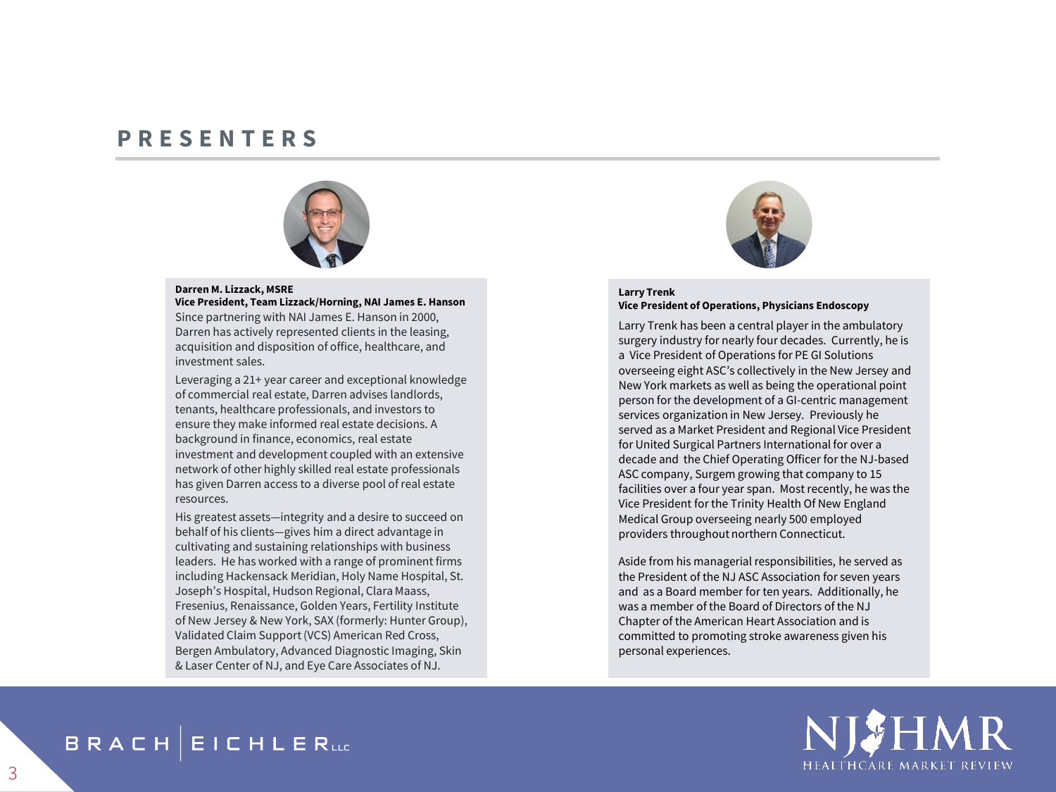# PRESENTERS

**Darren M. Lizzack, MSRE**
**Vice President, Team Lizzack/Horning, NAI James E. Hanson**

Since partnering with NAI James E. Hanson in 2000, Darren has actively represented clients in the leasing, acquisition and disposition of office, healthcare, and investment sales.

Leveraging a 21+ year career and exceptional knowledge of commercial real estate, Darren advises landlords, tenants, healthcare professionals, and investors to ensure they make informed real estate decisions. A background in finance, economics, real estate investment and development coupled with an extensive network of other highly skilled real estate professionals has given Darren access to a diverse pool of real estate resources.

His greatest assets—integrity and a desire to succeed on behalf of his clients—gives him a direct advantage in cultivating and sustaining relationships with business leaders. He has worked with a range of prominent firms including Hackensack Meridian, Holy Name Hospital, St. Joseph's Hospital, Hudson Regional, Clara Maass, Fresenius, Renaissance, Golden Years, Fertility Institute of New Jersey & New York, SAX (formerly: Hunter Group), Validated Claim Support (VCS) American Red Cross, Bergen Ambulatory, Advanced Diagnostic Imaging, Skin & Laser Center of NJ, and Eye Care Associates of NJ.

**Larry Trenk**
**Vice President of Operations, Physicians Endoscopy**

Larry Trenk has been a central player in the ambulatory surgery industry for nearly four decades. Currently, he is a Vice President of Operations for PE GI Solutions overseeing eight ASC's collectively in the New Jersey and New York markets as well as being the operational point person for the development of a GI-centric management services organization in New Jersey. Previously he served as a Market President and Regional Vice President for United Surgical Partners International for over a decade and the Chief Operating Officer for the NJ-based ASC company, Surgem growing that company to 15 facilities over a four year span. Most recently, he was the Vice President for the Trinity Health Of New England Medical Group overseeing nearly 500 employed providers throughout northern Connecticut.

Aside from his managerial responsibilities, he served as the President of the NJ ASC Association for seven years and as a Board member for ten years. Additionally, he was a member of the Board of Directors of the NJ Chapter of the American Heart Association and is committed to promoting stroke awareness given his personal experiences.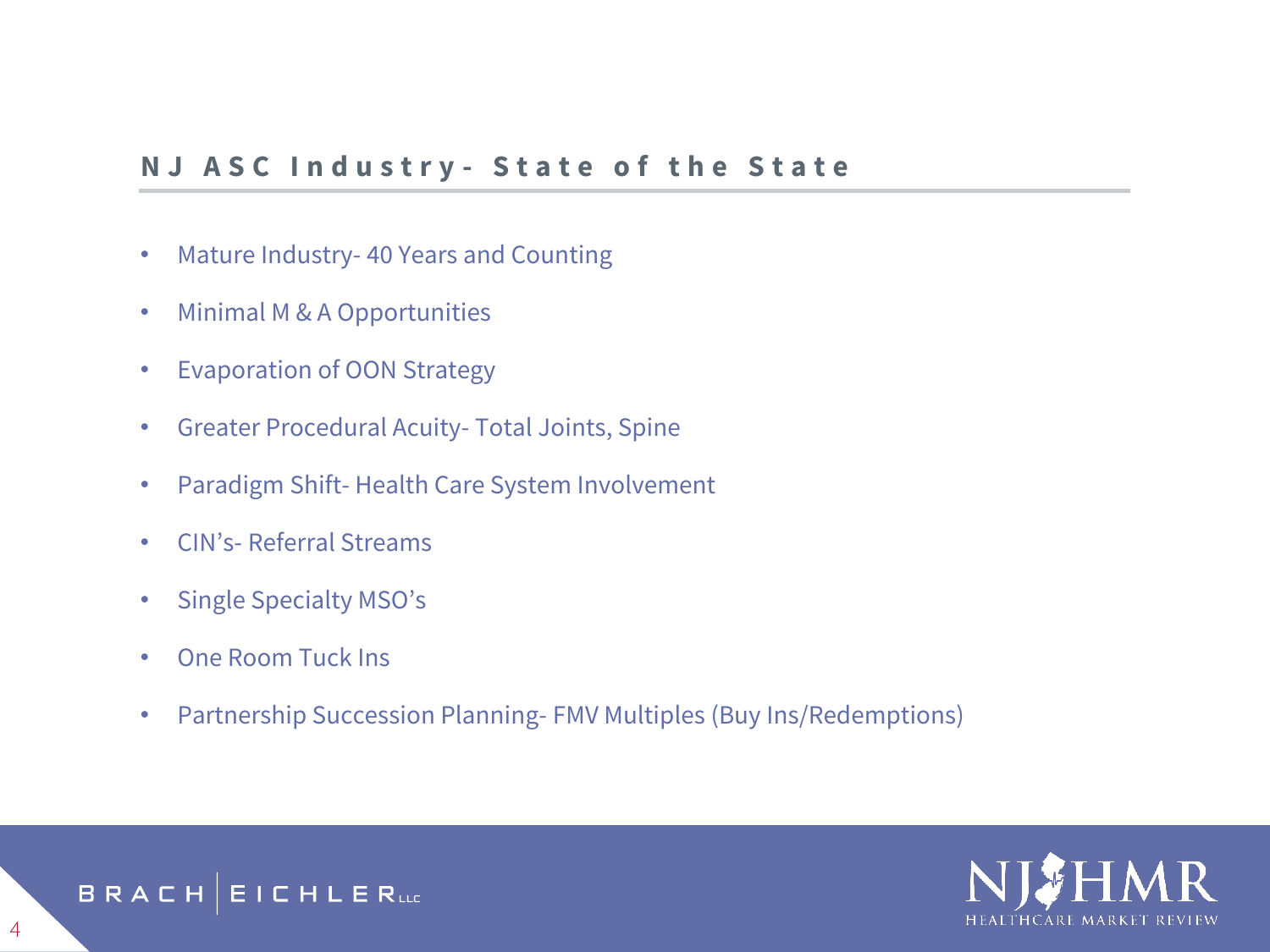## NJ ASC Industry- State of the State

- Mature Industry- 40 Years and Counting
- Minimal M & A Opportunities
- Evaporation of OON Strategy
- Greater Procedural Acuity- Total Joints, Spine
- Paradigm Shift- Health Care System Involvement
- CIN's- Referral Streams
- Single Specialty MSO's
- One Room Tuck Ins
- Partnership Succession Planning- FMV Multiples (Buy Ins/Redemptions)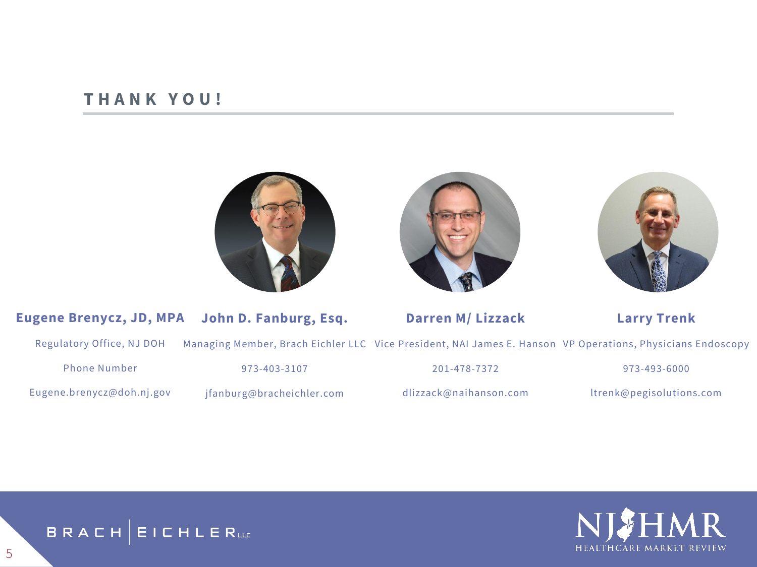## THANK YOU!

**Eugene Brenycz, JD, MPA**

Regulatory Office, NJ DOH

Phone Number

Eugene.brenycz@doh.nj.gov

**John D. Fanburg, Esq.**

Managing Member, Brach Eichler LLC

973-403-3107

jfanburg@bracheichler.com

**Darren M/ Lizzack**

Vice President, NAI James E. Hanson

201-478-7372

dlizzack@naihanson.com

**Larry Trenk**

VP Operations, Physicians Endoscopy

973-493-6000

ltrenk@pegisolutions.com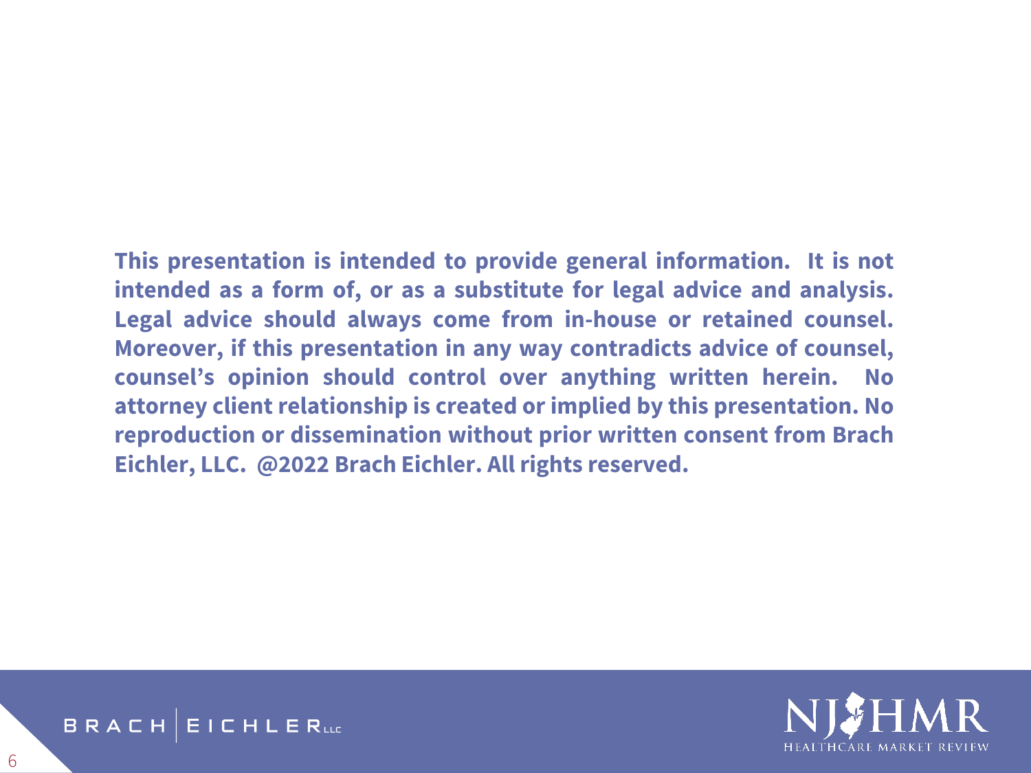**This presentation is intended to provide general information. It is not intended as a form of, or as a substitute for legal advice and analysis. Legal advice should always come from in-house or retained counsel. Moreover, if this presentation in any way contradicts advice of counsel, counsel's opinion should control over anything written herein. No attorney client relationship is created or implied by this presentation. No reproduction or dissemination without prior written consent from Brach Eichler, LLC. @2022 Brach Eichler. All rights reserved.**